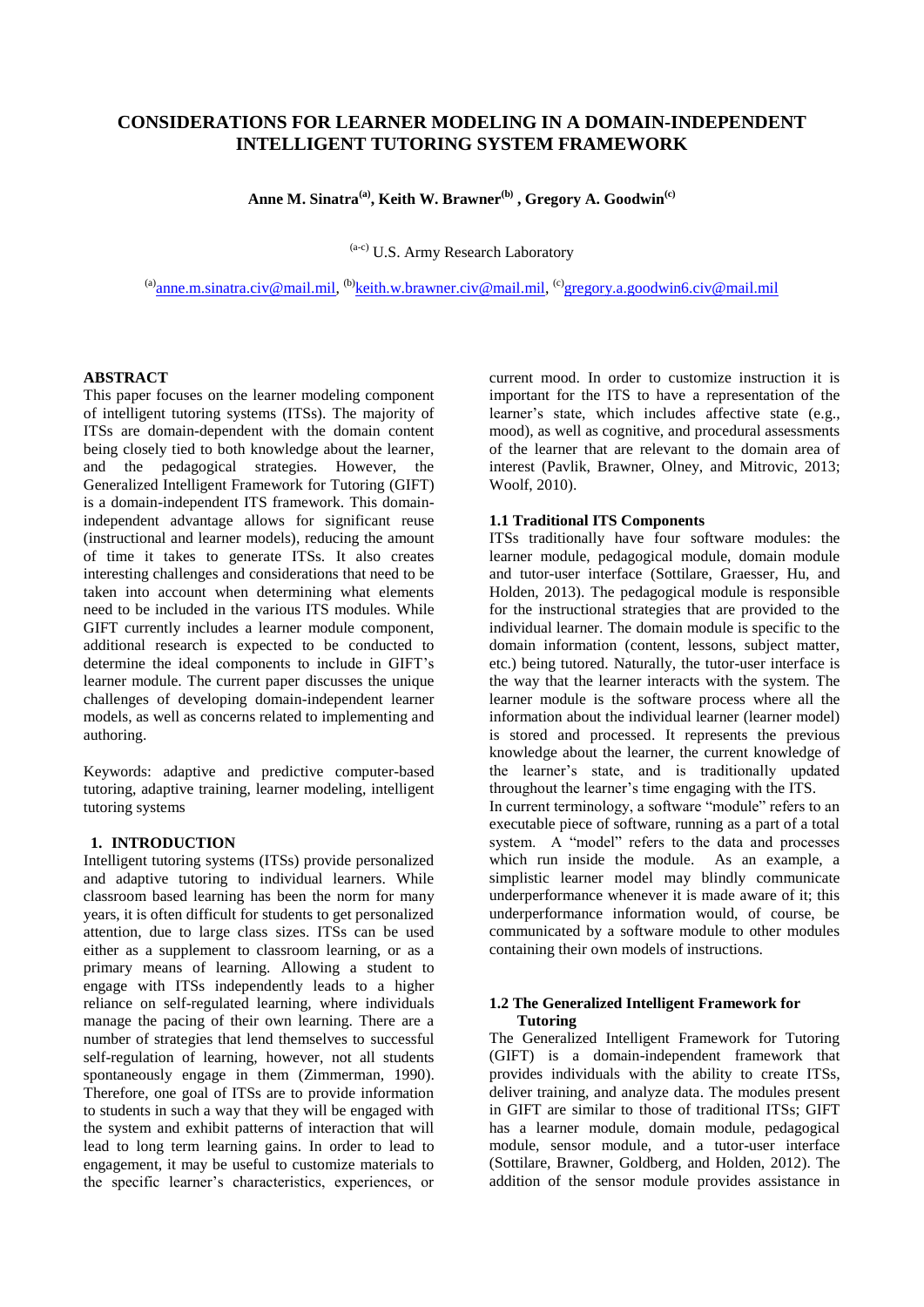# CONSIDERATIONS FOR LEARNER MODELING IN A DOMAIN-INDEPENDENT INTELLIGENT TUTORING SYSTEM FRAMEWORK

**Anne M. Sinatra[(a)], Keith W. Brawner[(b)], Gregory A. Goodwin[(c)]**

[(a-c)] U.S. Army Research Laboratory

[(a)]anne.m.sinatra.civ@mail.mil, [(b)]keith.w.brawner.civ@mail.mil, [(c)]gregory.a.goodwin6.civ@mail.mil

## ABSTRACT

This paper focuses on the learner modeling component of intelligent tutoring systems (ITSs). The majority of ITSs are domain-dependent with the domain content being closely tied to both knowledge about the learner, and the pedagogical strategies. However, the Generalized Intelligent Framework for Tutoring (GIFT) is a domain-independent ITS framework. This domain-independent advantage allows for significant reuse (instructional and learner models), reducing the amount of time it takes to generate ITSs. It also creates interesting challenges and considerations that need to be taken into account when determining what elements need to be included in the various ITS modules. While GIFT currently includes a learner module component, additional research is expected to be conducted to determine the ideal components to include in GIFT's learner module. The current paper discusses the unique challenges of developing domain-independent learner models, as well as concerns related to implementing and authoring.

Keywords: adaptive and predictive computer-based tutoring, adaptive training, learner modeling, intelligent tutoring systems

## 1. INTRODUCTION

Intelligent tutoring systems (ITSs) provide personalized and adaptive tutoring to individual learners. While classroom based learning has been the norm for many years, it is often difficult for students to get personalized attention, due to large class sizes. ITSs can be used either as a supplement to classroom learning, or as a primary means of learning. Allowing a student to engage with ITSs independently leads to a higher reliance on self-regulated learning, where individuals manage the pacing of their own learning. There are a number of strategies that lend themselves to successful self-regulation of learning, however, not all students spontaneously engage in them (Zimmerman, 1990). Therefore, one goal of ITSs are to provide information to students in such a way that they will be engaged with the system and exhibit patterns of interaction that will lead to long term learning gains. In order to lead to engagement, it may be useful to customize materials to the specific learner's characteristics, experiences, or current mood. In order to customize instruction it is important for the ITS to have a representation of the learner's state, which includes affective state (e.g., mood), as well as cognitive, and procedural assessments of the learner that are relevant to the domain area of interest (Pavlik, Brawner, Olney, and Mitrovic, 2013; Woolf, 2010).

### 1.1 Traditional ITS Components

ITSs traditionally have four software modules: the learner module, pedagogical module, domain module and tutor-user interface (Sottilare, Graesser, Hu, and Holden, 2013). The pedagogical module is responsible for the instructional strategies that are provided to the individual learner. The domain module is specific to the domain information (content, lessons, subject matter, etc.) being tutored. Naturally, the tutor-user interface is the way that the learner interacts with the system. The learner module is the software process where all the information about the individual learner (learner model) is stored and processed. It represents the previous knowledge about the learner, the current knowledge of the learner's state, and is traditionally updated throughout the learner's time engaging with the ITS.

In current terminology, a software "module" refers to an executable piece of software, running as a part of a total system. A "model" refers to the data and processes which run inside the module. As an example, a simplistic learner model may blindly communicate underperformance whenever it is made aware of it; this underperformance information would, of course, be communicated by a software module to other modules containing their own models of instructions.

### 1.2 The Generalized Intelligent Framework for Tutoring

The Generalized Intelligent Framework for Tutoring (GIFT) is a domain-independent framework that provides individuals with the ability to create ITSs, deliver training, and analyze data. The modules present in GIFT are similar to those of traditional ITSs; GIFT has a learner module, domain module, pedagogical module, sensor module, and a tutor-user interface (Sottilare, Brawner, Goldberg, and Holden, 2012). The addition of the sensor module provides assistance in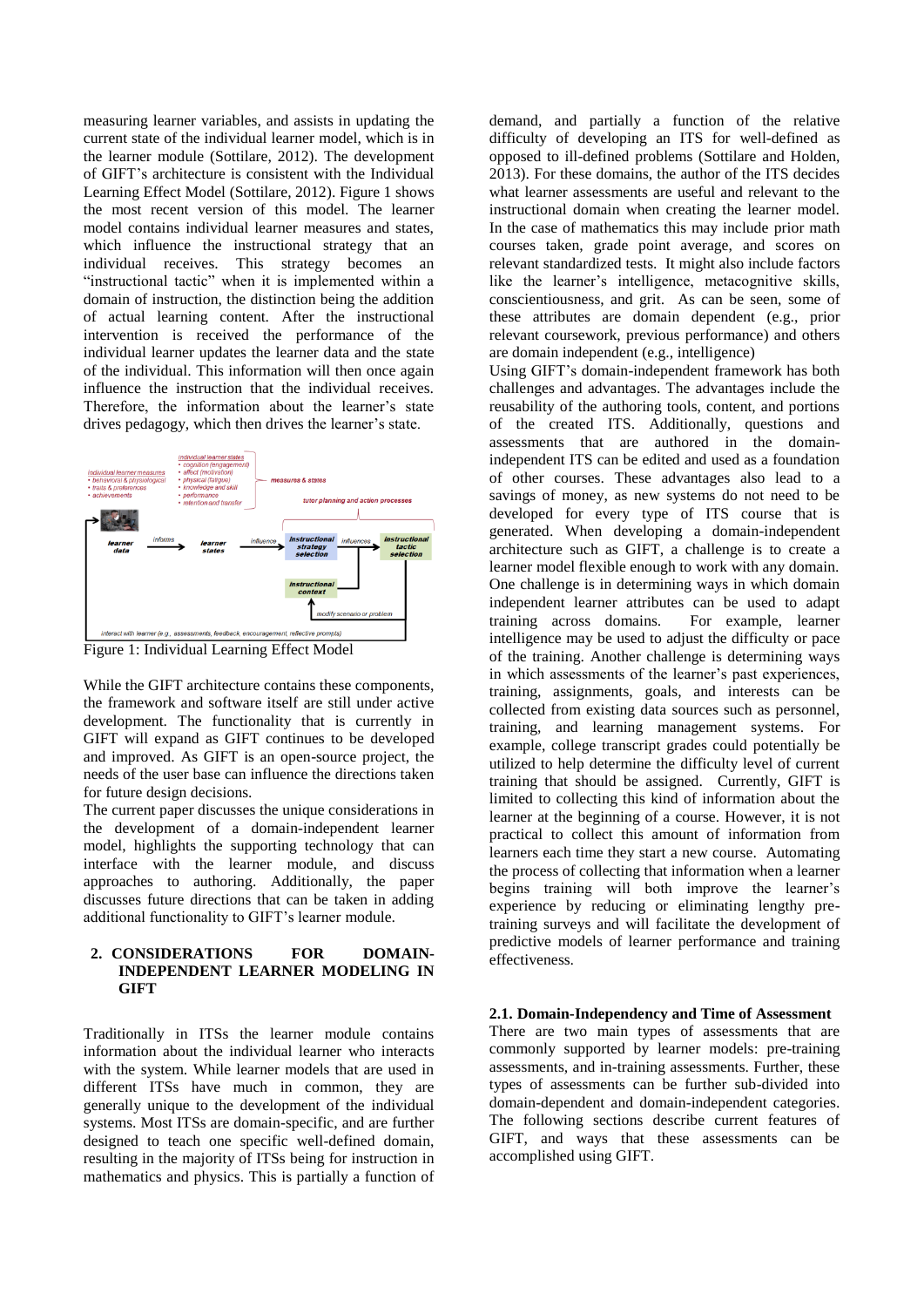measuring learner variables, and assists in updating the current state of the individual learner model, which is in the learner module (Sottilare, 2012). The development of GIFT's architecture is consistent with the Individual Learning Effect Model (Sottilare, 2012). Figure 1 shows the most recent version of this model. The learner model contains individual learner measures and states, which influence the instructional strategy that an individual receives. This strategy becomes an "instructional tactic" when it is implemented within a domain of instruction, the distinction being the addition of actual learning content. After the instructional intervention is received the performance of the individual learner updates the learner data and the state of the individual. This information will then once again influence the instruction that the individual receives. Therefore, the information about the learner's state drives pedagogy, which then drives the learner's state.

Figure 1: Individual Learning Effect Model

While the GIFT architecture contains these components, the framework and software itself are still under active development. The functionality that is currently in GIFT will expand as GIFT continues to be developed and improved. As GIFT is an open-source project, the needs of the user base can influence the directions taken for future design decisions.

The current paper discusses the unique considerations in the development of a domain-independent learner model, highlights the supporting technology that can interface with the learner module, and discuss approaches to authoring. Additionally, the paper discusses future directions that can be taken in adding additional functionality to GIFT's learner module.

## 2. CONSIDERATIONS FOR DOMAIN-INDEPENDENT LEARNER MODELING IN GIFT

Traditionally in ITSs the learner module contains information about the individual learner who interacts with the system. While learner models that are used in different ITSs have much in common, they are generally unique to the development of the individual systems. Most ITSs are domain-specific, and are further designed to teach one specific well-defined domain, resulting in the majority of ITSs being for instruction in mathematics and physics. This is partially a function of demand, and partially a function of the relative difficulty of developing an ITS for well-defined as opposed to ill-defined problems (Sottilare and Holden, 2013). For these domains, the author of the ITS decides what learner assessments are useful and relevant to the instructional domain when creating the learner model. In the case of mathematics this may include prior math courses taken, grade point average, and scores on relevant standardized tests. It might also include factors like the learner's intelligence, metacognitive skills, conscientiousness, and grit. As can be seen, some of these attributes are domain dependent (e.g., prior relevant coursework, previous performance) and others are domain independent (e.g., intelligence)

Using GIFT's domain-independent framework has both challenges and advantages. The advantages include the reusability of the authoring tools, content, and portions of the created ITS. Additionally, questions and assessments that are authored in the domain-independent ITS can be edited and used as a foundation of other courses. These advantages also lead to a savings of money, as new systems do not need to be developed for every type of ITS course that is generated. When developing a domain-independent architecture such as GIFT, a challenge is to create a learner model flexible enough to work with any domain. One challenge is in determining ways in which domain independent learner attributes can be used to adapt training across domains. For example, learner intelligence may be used to adjust the difficulty or pace of the training. Another challenge is determining ways in which assessments of the learner's past experiences, training, assignments, goals, and interests can be collected from existing data sources such as personnel, training, and learning management systems. For example, college transcript grades could potentially be utilized to help determine the difficulty level of current training that should be assigned. Currently, GIFT is limited to collecting this kind of information about the learner at the beginning of a course. However, it is not practical to collect this amount of information from learners each time they start a new course. Automating the process of collecting that information when a learner begins training will both improve the learner's experience by reducing or eliminating lengthy pre-training surveys and will facilitate the development of predictive models of learner performance and training effectiveness.

### 2.1. Domain-Independency and Time of Assessment

There are two main types of assessments that are commonly supported by learner models: pre-training assessments, and in-training assessments. Further, these types of assessments can be further sub-divided into domain-dependent and domain-independent categories. The following sections describe current features of GIFT, and ways that these assessments can be accomplished using GIFT.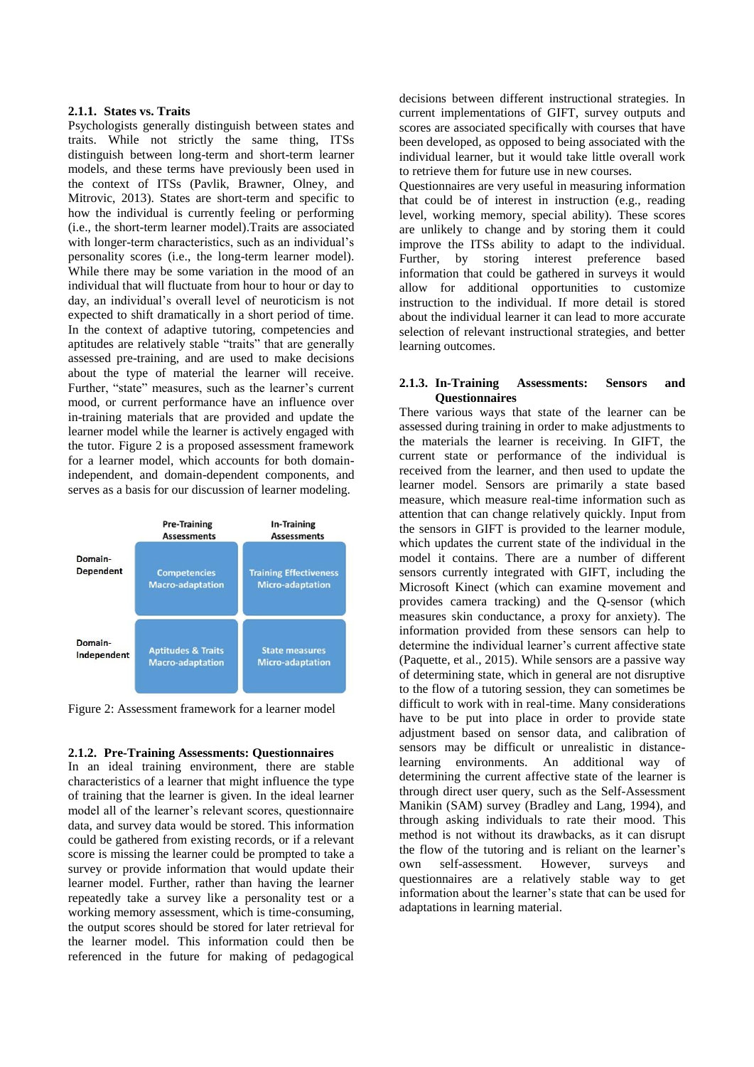### 2.1.1. States vs. Traits

Psychologists generally distinguish between states and traits. While not strictly the same thing, ITSs distinguish between long-term and short-term learner models, and these terms have previously been used in the context of ITSs (Pavlik, Brawner, Olney, and Mitrovic, 2013). States are short-term and specific to how the individual is currently feeling or performing (i.e., the short-term learner model).Traits are associated with longer-term characteristics, such as an individual's personality scores (i.e., the long-term learner model). While there may be some variation in the mood of an individual that will fluctuate from hour to hour or day to day, an individual's overall level of neuroticism is not expected to shift dramatically in a short period of time. In the context of adaptive tutoring, competencies and aptitudes are relatively stable "traits" that are generally assessed pre-training, and are used to make decisions about the type of material the learner will receive. Further, "state" measures, such as the learner's current mood, or current performance have an influence over in-training materials that are provided and update the learner model while the learner is actively engaged with the tutor. Figure 2 is a proposed assessment framework for a learner model, which accounts for both domain-independent, and domain-dependent components, and serves as a basis for our discussion of learner modeling.

| | Pre-Training Assessments | In-Training Assessments |
|---|---|---|
| Domain-Dependent | Competencies Macro-adaptation | Training Effectiveness Micro-adaptation |
| Domain-Independent | Aptitudes & Traits Macro-adaptation | State measures Micro-adaptation |

Figure 2: Assessment framework for a learner model

### 2.1.2. Pre-Training Assessments: Questionnaires

In an ideal training environment, there are stable characteristics of a learner that might influence the type of training that the learner is given. In the ideal learner model all of the learner's relevant scores, questionnaire data, and survey data would be stored. This information could be gathered from existing records, or if a relevant score is missing the learner could be prompted to take a survey or provide information that would update their learner model. Further, rather than having the learner repeatedly take a survey like a personality test or a working memory assessment, which is time-consuming, the output scores should be stored for later retrieval for the learner model. This information could then be referenced in the future for making of pedagogical decisions between different instructional strategies. In current implementations of GIFT, survey outputs and scores are associated specifically with courses that have been developed, as opposed to being associated with the individual learner, but it would take little overall work to retrieve them for future use in new courses.

Questionnaires are very useful in measuring information that could be of interest in instruction (e.g., reading level, working memory, special ability). These scores are unlikely to change and by storing them it could improve the ITSs ability to adapt to the individual. Further, by storing interest preference based information that could be gathered in surveys it would allow for additional opportunities to customize instruction to the individual. If more detail is stored about the individual learner it can lead to more accurate selection of relevant instructional strategies, and better learning outcomes.

### 2.1.3. In-Training Assessments: Sensors and Questionnaires

There various ways that state of the learner can be assessed during training in order to make adjustments to the materials the learner is receiving. In GIFT, the current state or performance of the individual is received from the learner, and then used to update the learner model. Sensors are primarily a state based measure, which measure real-time information such as attention that can change relatively quickly. Input from the sensors in GIFT is provided to the learner module, which updates the current state of the individual in the model it contains. There are a number of different sensors currently integrated with GIFT, including the Microsoft Kinect (which can examine movement and provides camera tracking) and the Q-sensor (which measures skin conductance, a proxy for anxiety). The information provided from these sensors can help to determine the individual learner's current affective state (Paquette, et al., 2015). While sensors are a passive way of determining state, which in general are not disruptive to the flow of a tutoring session, they can sometimes be difficult to work with in real-time. Many considerations have to be put into place in order to provide state adjustment based on sensor data, and calibration of sensors may be difficult or unrealistic in distance-learning environments. An additional way of determining the current affective state of the learner is through direct user query, such as the Self-Assessment Manikin (SAM) survey (Bradley and Lang, 1994), and through asking individuals to rate their mood. This method is not without its drawbacks, as it can disrupt the flow of the tutoring and is reliant on the learner's own self-assessment. However, surveys and questionnaires are a relatively stable way to get information about the learner's state that can be used for adaptations in learning material.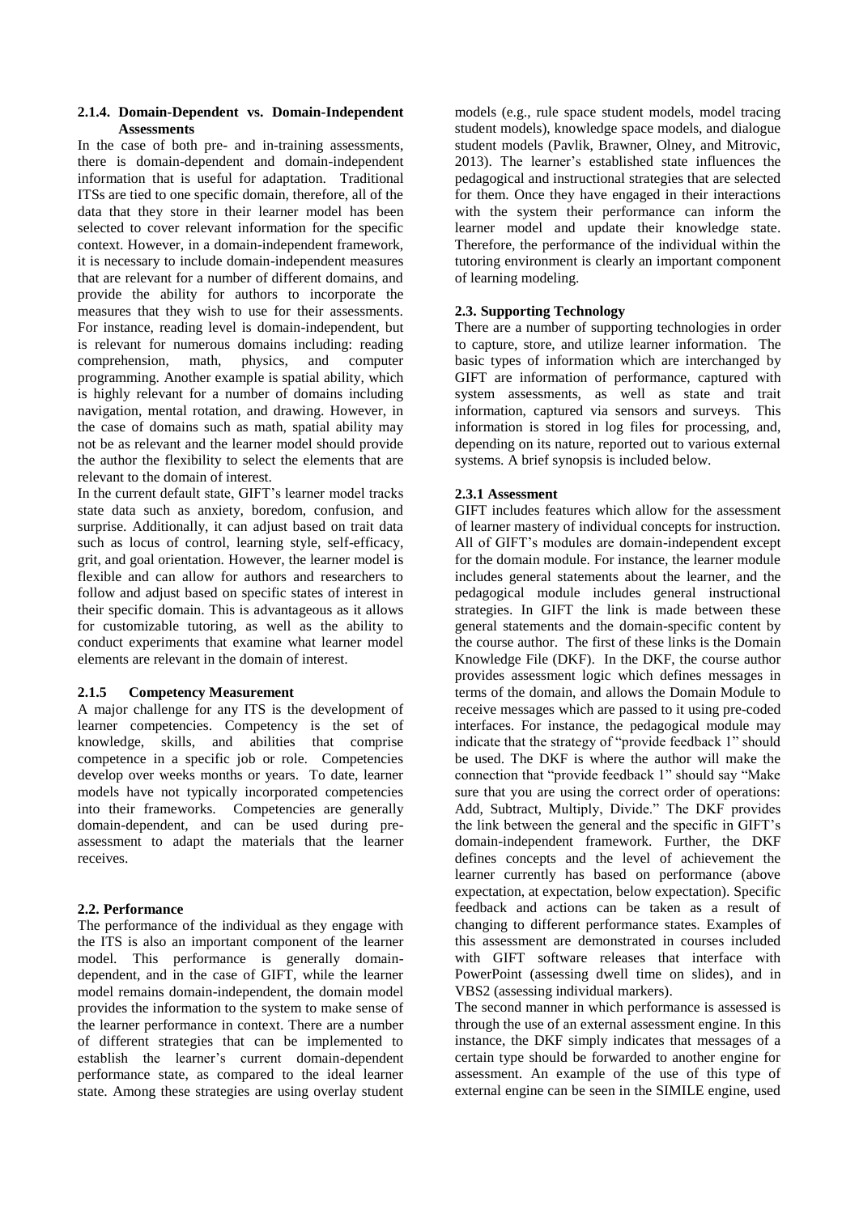#### 2.1.4. Domain-Dependent vs. Domain-Independent Assessments

In the case of both pre- and in-training assessments, there is domain-dependent and domain-independent information that is useful for adaptation. Traditional ITSs are tied to one specific domain, therefore, all of the data that they store in their learner model has been selected to cover relevant information for the specific context. However, in a domain-independent framework, it is necessary to include domain-independent measures that are relevant for a number of different domains, and provide the ability for authors to incorporate the measures that they wish to use for their assessments. For instance, reading level is domain-independent, but is relevant for numerous domains including: reading comprehension, math, physics, and computer programming. Another example is spatial ability, which is highly relevant for a number of domains including navigation, mental rotation, and drawing. However, in the case of domains such as math, spatial ability may not be as relevant and the learner model should provide the author the flexibility to select the elements that are relevant to the domain of interest.

In the current default state, GIFT's learner model tracks state data such as anxiety, boredom, confusion, and surprise. Additionally, it can adjust based on trait data such as locus of control, learning style, self-efficacy, grit, and goal orientation. However, the learner model is flexible and can allow for authors and researchers to follow and adjust based on specific states of interest in their specific domain. This is advantageous as it allows for customizable tutoring, as well as the ability to conduct experiments that examine what learner model elements are relevant in the domain of interest.

#### 2.1.5 Competency Measurement

A major challenge for any ITS is the development of learner competencies. Competency is the set of knowledge, skills, and abilities that comprise competence in a specific job or role. Competencies develop over weeks months or years. To date, learner models have not typically incorporated competencies into their frameworks. Competencies are generally domain-dependent, and can be used during pre-assessment to adapt the materials that the learner receives.

### 2.2. Performance

The performance of the individual as they engage with the ITS is also an important component of the learner model. This performance is generally domain-dependent, and in the case of GIFT, while the learner model remains domain-independent, the domain model provides the information to the system to make sense of the learner performance in context. There are a number of different strategies that can be implemented to establish the learner's current domain-dependent performance state, as compared to the ideal learner state. Among these strategies are using overlay student models (e.g., rule space student models, model tracing student models), knowledge space models, and dialogue student models (Pavlik, Brawner, Olney, and Mitrovic, 2013). The learner's established state influences the pedagogical and instructional strategies that are selected for them. Once they have engaged in their interactions with the system their performance can inform the learner model and update their knowledge state. Therefore, the performance of the individual within the tutoring environment is clearly an important component of learning modeling.

### 2.3. Supporting Technology

There are a number of supporting technologies in order to capture, store, and utilize learner information. The basic types of information which are interchanged by GIFT are information of performance, captured with system assessments, as well as state and trait information, captured via sensors and surveys. This information is stored in log files for processing, and, depending on its nature, reported out to various external systems. A brief synopsis is included below.

#### 2.3.1 Assessment

GIFT includes features which allow for the assessment of learner mastery of individual concepts for instruction. All of GIFT's modules are domain-independent except for the domain module. For instance, the learner module includes general statements about the learner, and the pedagogical module includes general instructional strategies. In GIFT the link is made between these general statements and the domain-specific content by the course author. The first of these links is the Domain Knowledge File (DKF). In the DKF, the course author provides assessment logic which defines messages in terms of the domain, and allows the Domain Module to receive messages which are passed to it using pre-coded interfaces. For instance, the pedagogical module may indicate that the strategy of "provide feedback 1" should be used. The DKF is where the author will make the connection that "provide feedback 1" should say "Make sure that you are using the correct order of operations: Add, Subtract, Multiply, Divide." The DKF provides the link between the general and the specific in GIFT's domain-independent framework. Further, the DKF defines concepts and the level of achievement the learner currently has based on performance (above expectation, at expectation, below expectation). Specific feedback and actions can be taken as a result of changing to different performance states. Examples of this assessment are demonstrated in courses included with GIFT software releases that interface with PowerPoint (assessing dwell time on slides), and in VBS2 (assessing individual markers).

The second manner in which performance is assessed is through the use of an external assessment engine. In this instance, the DKF simply indicates that messages of a certain type should be forwarded to another engine for assessment. An example of the use of this type of external engine can be seen in the SIMILE engine, used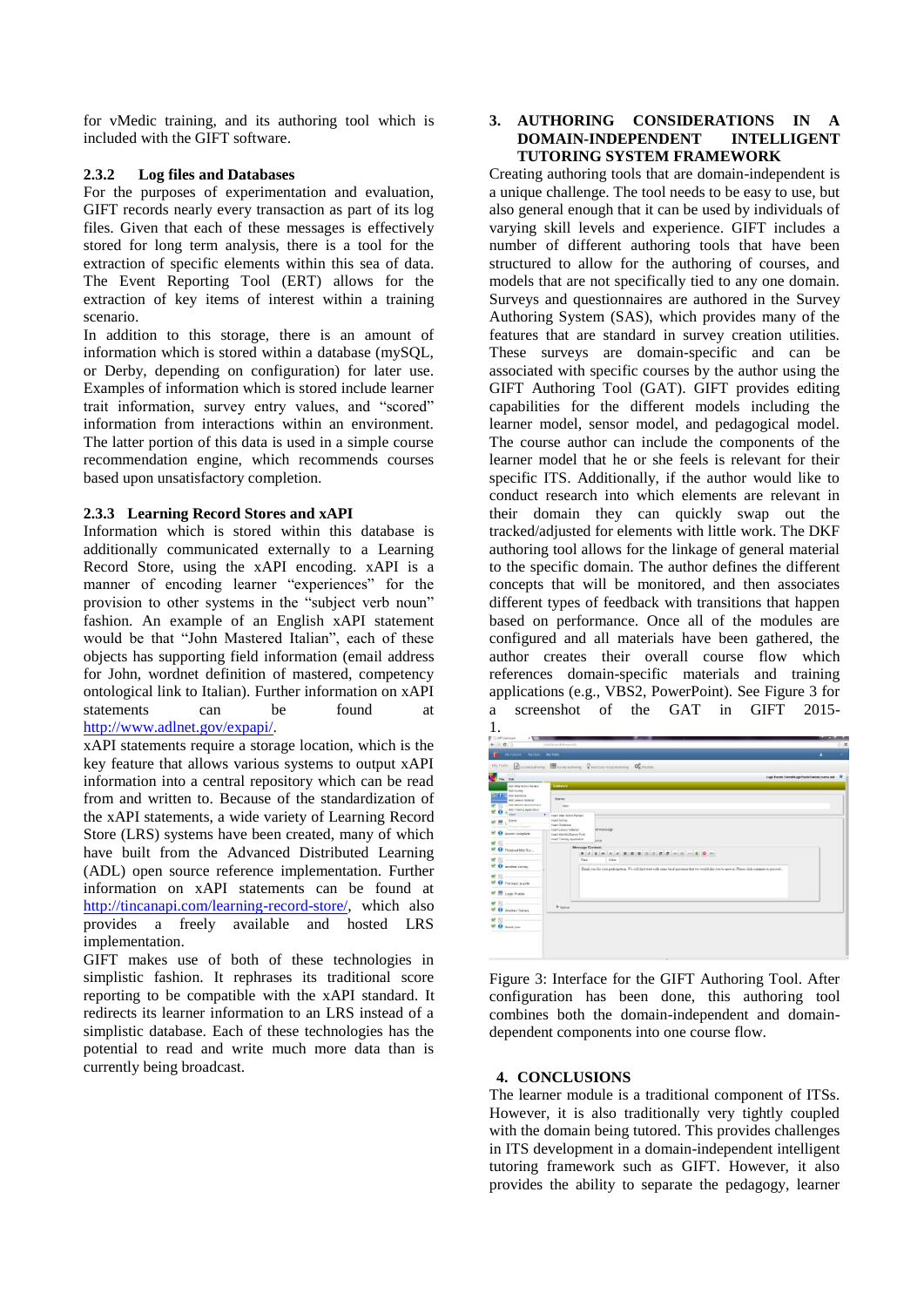for vMedic training, and its authoring tool which is included with the GIFT software.

### 2.3.2 Log files and Databases

For the purposes of experimentation and evaluation, GIFT records nearly every transaction as part of its log files. Given that each of these messages is effectively stored for long term analysis, there is a tool for the extraction of specific elements within this sea of data. The Event Reporting Tool (ERT) allows for the extraction of key items of interest within a training scenario.

In addition to this storage, there is an amount of information which is stored within a database (mySQL, or Derby, depending on configuration) for later use. Examples of information which is stored include learner trait information, survey entry values, and "scored" information from interactions within an environment. The latter portion of this data is used in a simple course recommendation engine, which recommends courses based upon unsatisfactory completion.

### 2.3.3 Learning Record Stores and xAPI

Information which is stored within this database is additionally communicated externally to a Learning Record Store, using the xAPI encoding. xAPI is a manner of encoding learner "experiences" for the provision to other systems in the "subject verb noun" fashion. An example of an English xAPI statement would be that "John Mastered Italian", each of these objects has supporting field information (email address for John, wordnet definition of mastered, competency ontological link to Italian). Further information on xAPI statements can be found at http://www.adlnet.gov/expapi/.

xAPI statements require a storage location, which is the key feature that allows various systems to output xAPI information into a central repository which can be read from and written to. Because of the standardization of the xAPI statements, a wide variety of Learning Record Store (LRS) systems have been created, many of which have built from the Advanced Distributed Learning (ADL) open source reference implementation. Further information on xAPI statements can be found at http://tincanapi.com/learning-record-store/, which also provides a freely available and hosted LRS implementation.

GIFT makes use of both of these technologies in simplistic fashion. It rephrases its traditional score reporting to be compatible with the xAPI standard. It redirects its learner information to an LRS instead of a simplistic database. Each of these technologies has the potential to read and write much more data than is currently being broadcast.

## 3. AUTHORING CONSIDERATIONS IN A DOMAIN-INDEPENDENT INTELLIGENT TUTORING SYSTEM FRAMEWORK

Creating authoring tools that are domain-independent is a unique challenge. The tool needs to be easy to use, but also general enough that it can be used by individuals of varying skill levels and experience. GIFT includes a number of different authoring tools that have been structured to allow for the authoring of courses, and models that are not specifically tied to any one domain. Surveys and questionnaires are authored in the Survey Authoring System (SAS), which provides many of the features that are standard in survey creation utilities. These surveys are domain-specific and can be associated with specific courses by the author using the GIFT Authoring Tool (GAT). GIFT provides editing capabilities for the different models including the learner model, sensor model, and pedagogical model. The course author can include the components of the learner model that he or she feels is relevant for their specific ITS. Additionally, if the author would like to conduct research into which elements are relevant in their domain they can quickly swap out the tracked/adjusted for elements with little work. The DKF authoring tool allows for the linkage of general material to the specific domain. The author defines the different concepts that will be monitored, and then associates different types of feedback with transitions that happen based on performance. Once all of the modules are configured and all materials have been gathered, the author creates their overall course flow which references domain-specific materials and training applications (e.g., VBS2, PowerPoint). See Figure 3 for a screenshot of the GAT in GIFT 2015-1.

Figure 3: Interface for the GIFT Authoring Tool. After configuration has been done, this authoring tool combines both the domain-independent and domain-dependent components into one course flow.

## 4. CONCLUSIONS

The learner module is a traditional component of ITSs. However, it is also traditionally very tightly coupled with the domain being tutored. This provides challenges in ITS development in a domain-independent intelligent tutoring framework such as GIFT. However, it also provides the ability to separate the pedagogy, learner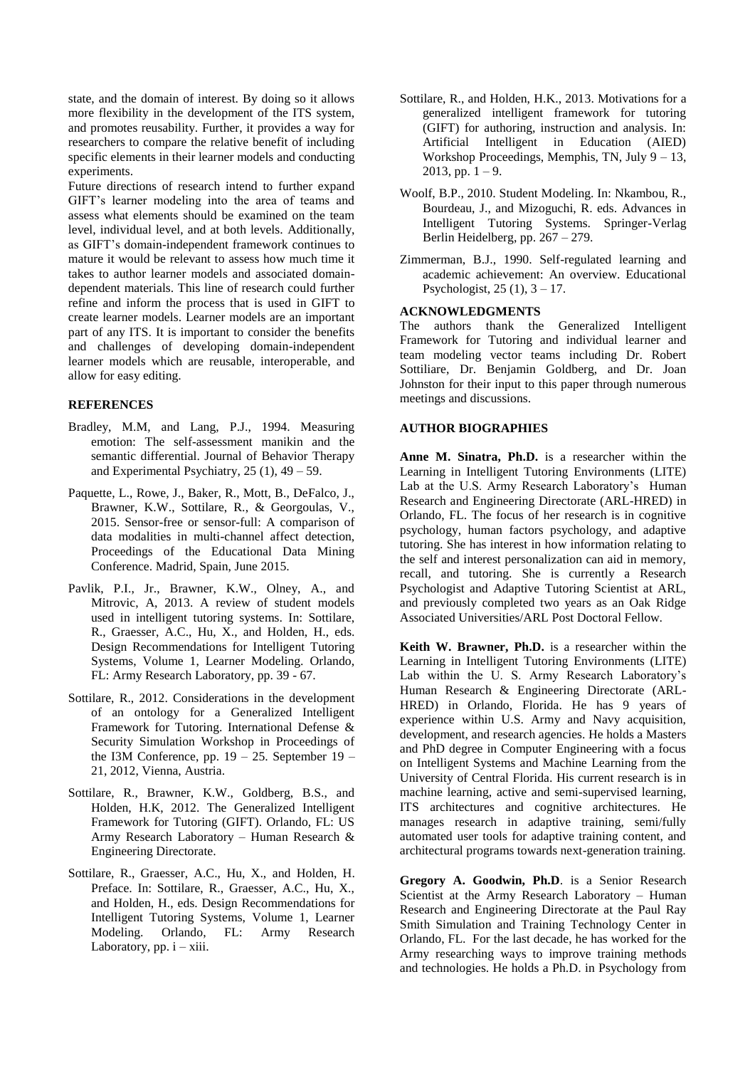state, and the domain of interest. By doing so it allows more flexibility in the development of the ITS system, and promotes reusability. Further, it provides a way for researchers to compare the relative benefit of including specific elements in their learner models and conducting experiments.

Future directions of research intend to further expand GIFT's learner modeling into the area of teams and assess what elements should be examined on the team level, individual level, and at both levels. Additionally, as GIFT's domain-independent framework continues to mature it would be relevant to assess how much time it takes to author learner models and associated domain-dependent materials. This line of research could further refine and inform the process that is used in GIFT to create learner models. Learner models are an important part of any ITS. It is important to consider the benefits and challenges of developing domain-independent learner models which are reusable, interoperable, and allow for easy editing.

## REFERENCES

- Bradley, M.M, and Lang, P.J., 1994. Measuring emotion: The self-assessment manikin and the semantic differential. Journal of Behavior Therapy and Experimental Psychiatry, 25 (1), 49 – 59.
- Paquette, L., Rowe, J., Baker, R., Mott, B., DeFalco, J., Brawner, K.W., Sottilare, R., & Georgoulas, V., 2015. Sensor-free or sensor-full: A comparison of data modalities in multi-channel affect detection, Proceedings of the Educational Data Mining Conference. Madrid, Spain, June 2015.
- Pavlik, P.I., Jr., Brawner, K.W., Olney, A., and Mitrovic, A, 2013. A review of student models used in intelligent tutoring systems. In: Sottilare, R., Graesser, A.C., Hu, X., and Holden, H., eds. Design Recommendations for Intelligent Tutoring Systems, Volume 1, Learner Modeling. Orlando, FL: Army Research Laboratory, pp. 39 - 67.
- Sottilare, R., 2012. Considerations in the development of an ontology for a Generalized Intelligent Framework for Tutoring. International Defense & Security Simulation Workshop in Proceedings of the I3M Conference, pp. 19 – 25. September 19 – 21, 2012, Vienna, Austria.
- Sottilare, R., Brawner, K.W., Goldberg, B.S., and Holden, H.K, 2012. The Generalized Intelligent Framework for Tutoring (GIFT). Orlando, FL: US Army Research Laboratory – Human Research & Engineering Directorate.
- Sottilare, R., Graesser, A.C., Hu, X., and Holden, H. Preface. In: Sottilare, R., Graesser, A.C., Hu, X., and Holden, H., eds. Design Recommendations for Intelligent Tutoring Systems, Volume 1, Learner Modeling. Orlando, FL: Army Research Laboratory, pp. i – xiii.
- Sottilare, R., and Holden, H.K., 2013. Motivations for a generalized intelligent framework for tutoring (GIFT) for authoring, instruction and analysis. In: Artificial Intelligent in Education (AIED) Workshop Proceedings, Memphis, TN, July 9 – 13, 2013, pp. 1 – 9.
- Woolf, B.P., 2010. Student Modeling. In: Nkambou, R., Bourdeau, J., and Mizoguchi, R. eds. Advances in Intelligent Tutoring Systems. Springer-Verlag Berlin Heidelberg, pp. 267 – 279.
- Zimmerman, B.J., 1990. Self-regulated learning and academic achievement: An overview. Educational Psychologist, 25 (1), 3 – 17.

## ACKNOWLEDGMENTS

The authors thank the Generalized Intelligent Framework for Tutoring and individual learner and team modeling vector teams including Dr. Robert Sottiliare, Dr. Benjamin Goldberg, and Dr. Joan Johnston for their input to this paper through numerous meetings and discussions.

## AUTHOR BIOGRAPHIES

**Anne M. Sinatra, Ph.D.** is a researcher within the Learning in Intelligent Tutoring Environments (LITE) Lab at the U.S. Army Research Laboratory's Human Research and Engineering Directorate (ARL-HRED) in Orlando, FL. The focus of her research is in cognitive psychology, human factors psychology, and adaptive tutoring. She has interest in how information relating to the self and interest personalization can aid in memory, recall, and tutoring. She is currently a Research Psychologist and Adaptive Tutoring Scientist at ARL, and previously completed two years as an Oak Ridge Associated Universities/ARL Post Doctoral Fellow.

**Keith W. Brawner, Ph.D.** is a researcher within the Learning in Intelligent Tutoring Environments (LITE) Lab within the U. S. Army Research Laboratory's Human Research & Engineering Directorate (ARL-HRED) in Orlando, Florida. He has 9 years of experience within U.S. Army and Navy acquisition, development, and research agencies. He holds a Masters and PhD degree in Computer Engineering with a focus on Intelligent Systems and Machine Learning from the University of Central Florida. His current research is in machine learning, active and semi-supervised learning, ITS architectures and cognitive architectures. He manages research in adaptive training, semi/fully automated user tools for adaptive training content, and architectural programs towards next-generation training.

**Gregory A. Goodwin, Ph.D**. is a Senior Research Scientist at the Army Research Laboratory – Human Research and Engineering Directorate at the Paul Ray Smith Simulation and Training Technology Center in Orlando, FL. For the last decade, he has worked for the Army researching ways to improve training methods and technologies. He holds a Ph.D. in Psychology from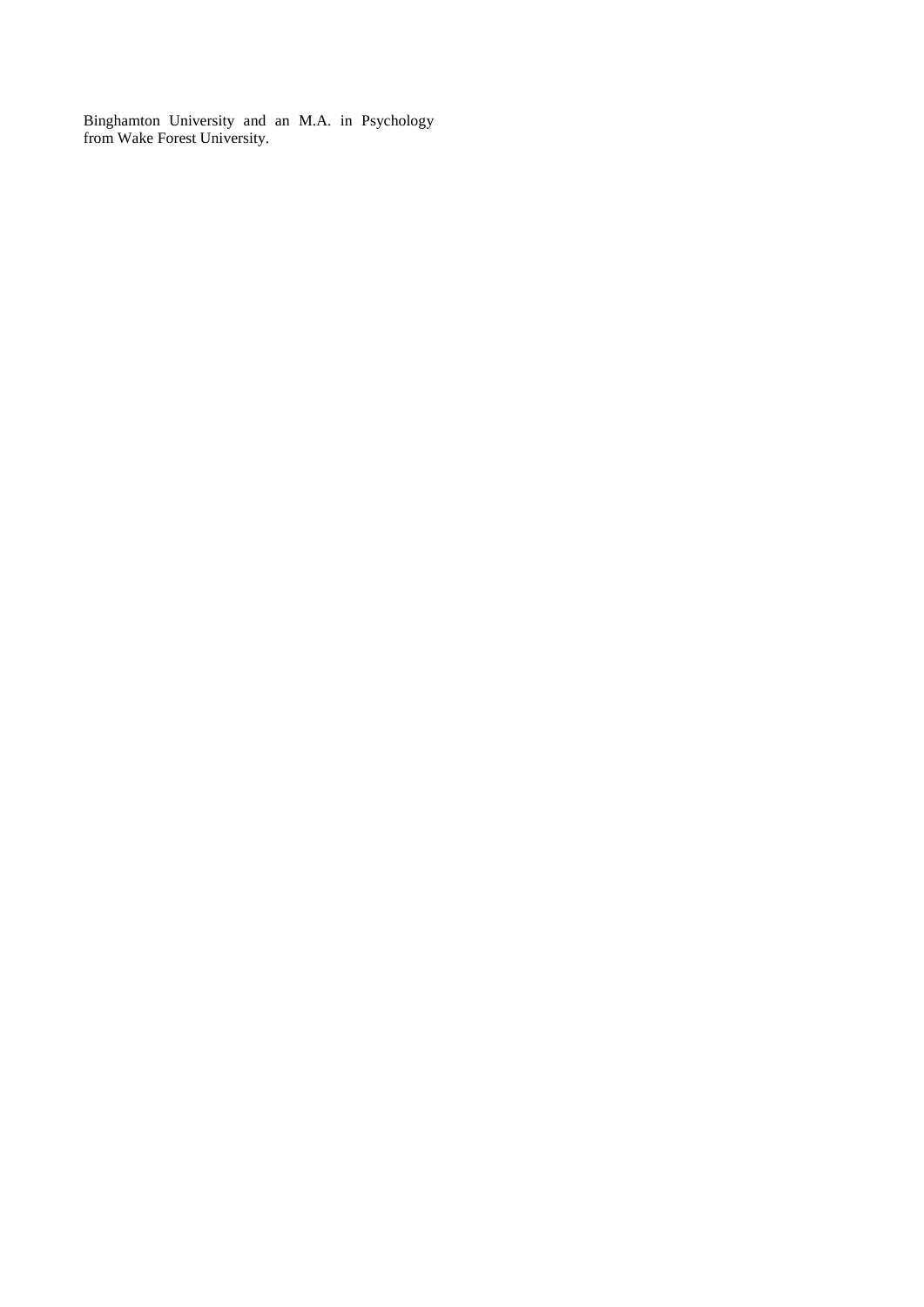Binghamton University and an M.A. in Psychology from Wake Forest University.